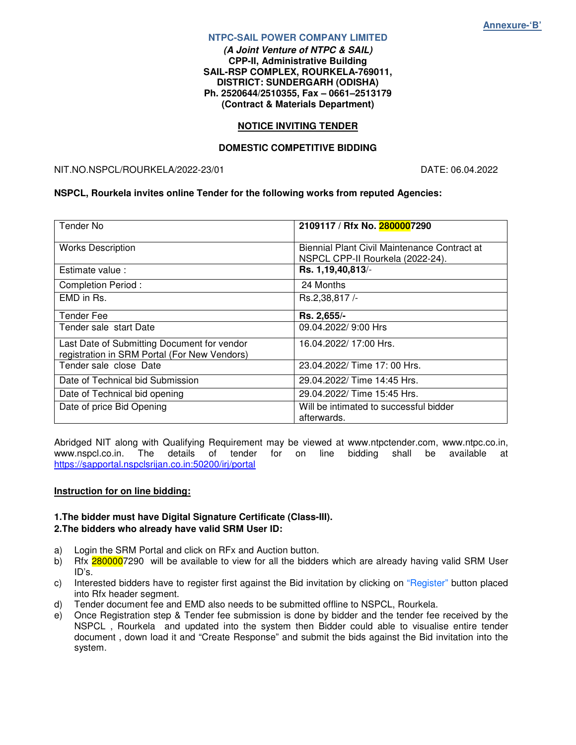**Annexure-'B'**

**NTPC-SAIL POWER COMPANY LIMITED**

***(A Joint Venture of NTPC & SAIL)***
**CPP-II, Administrative Building**
**SAIL-RSP COMPLEX, ROURKELA-769011,**
**DISTRICT: SUNDERGARH (ODISHA)**
**Ph. 2520644/2510355, Fax – 0661–2513179**
**(Contract & Materials Department)**

## NOTICE INVITING TENDER

### DOMESTIC COMPETITIVE BIDDING

NIT.NO.NSPCL/ROURKELA/2022-23/01 DATE: 06.04.2022

**NSPCL, Rourkela invites online Tender for the following works from reputed Agencies:**

| Tender No | **2109117 / Rfx No. 2800007290** |
|---|---|
| Works Description | Biennial Plant Civil Maintenance Contract at NSPCL CPP-II Rourkela (2022-24). |
| Estimate value : | **Rs. 1,19,40,813**/- |
| Completion Period : | 24 Months |
| EMD in Rs. | Rs.2,38,817 /- |
| Tender Fee | **Rs. 2,655/-** |
| Tender sale start Date | 09.04.2022/ 9:00 Hrs |
| Last Date of Submitting Document for vendor registration in SRM Portal (For New Vendors) | 16.04.2022/ 17:00 Hrs. |
| Tender sale close Date | 23.04.2022/ Time 17: 00 Hrs. |
| Date of Technical bid Submission | 29.04.2022/ Time 14:45 Hrs. |
| Date of Technical bid opening | 29.04.2022/ Time 15:45 Hrs. |
| Date of price Bid Opening | Will be intimated to successful bidder afterwards. |

Abridged NIT along with Qualifying Requirement may be viewed at www.ntpctender.com, www.ntpc.co.in, www.nspcl.co.in. The details of tender for on line bidding shall be available at https://sapportal.nspclsrijan.co.in:50200/irj/portal

**Instruction for on line bidding:**

**1.The bidder must have Digital Signature Certificate (Class-III).**
**2.The bidders who already have valid SRM User ID:**

a) Login the SRM Portal and click on RFx and Auction button.
b) Rfx 2800007290 will be available to view for all the bidders which are already having valid SRM User ID's.
c) Interested bidders have to register first against the Bid invitation by clicking on "Register" button placed into Rfx header segment.
d) Tender document fee and EMD also needs to be submitted offline to NSPCL, Rourkela.
e) Once Registration step & Tender fee submission is done by bidder and the tender fee received by the NSPCL , Rourkela and updated into the system then Bidder could able to visualise entire tender document , down load it and "Create Response" and submit the bids against the Bid invitation into the system.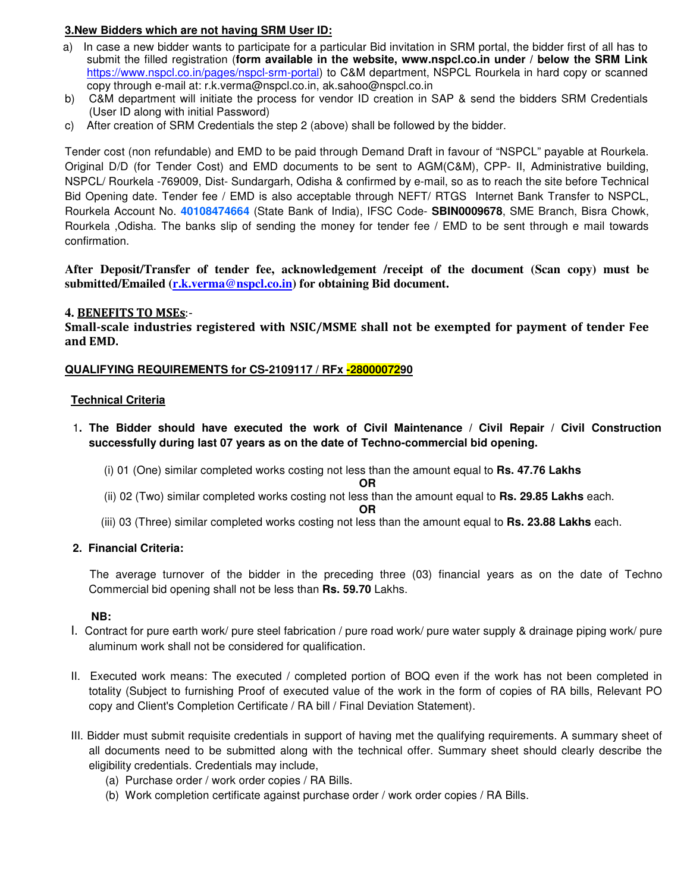**3.New Bidders which are not having SRM User ID:**

a) In case a new bidder wants to participate for a particular Bid invitation in SRM portal, the bidder first of all has to submit the filled registration (**form available in the website, www.nspcl.co.in under / below the SRM Link** https://www.nspcl.co.in/pages/nspcl-srm-portal) to C&M department, NSPCL Rourkela in hard copy or scanned copy through e-mail at: r.k.verma@nspcl.co.in, ak.sahoo@nspcl.co.in

b) C&M department will initiate the process for vendor ID creation in SAP & send the bidders SRM Credentials (User ID along with initial Password)

c) After creation of SRM Credentials the step 2 (above) shall be followed by the bidder.

Tender cost (non refundable) and EMD to be paid through Demand Draft in favour of "NSPCL" payable at Rourkela. Original D/D (for Tender Cost) and EMD documents to be sent to AGM(C&M), CPP- II, Administrative building, NSPCL/ Rourkela -769009, Dist- Sundargarh, Odisha & confirmed by e-mail, so as to reach the site before Technical Bid Opening date. Tender fee / EMD is also acceptable through NEFT/ RTGS Internet Bank Transfer to NSPCL, Rourkela Account No. **40108474664** (State Bank of India), IFSC Code- **SBIN0009678**, SME Branch, Bisra Chowk, Rourkela ,Odisha. The banks slip of sending the money for tender fee / EMD to be sent through e mail towards confirmation.

**After Deposit/Transfer of tender fee, acknowledgement /receipt of the document (Scan copy) must be submitted/Emailed (r.k.verma@nspcl.co.in) for obtaining Bid document.**

**4. BENEFITS TO MSEs:-**

**Small-scale industries registered with NSIC/MSME shall not be exempted for payment of tender Fee and EMD.**

**QUALIFYING REQUIREMENTS for CS-2109117 / RFx -2800007290**

**Technical Criteria**

1. **The Bidder should have executed the work of Civil Maintenance / Civil Repair / Civil Construction successfully during last 07 years as on the date of Techno-commercial bid opening.**

   (i) 01 (One) similar completed works costing not less than the amount equal to **Rs. 47.76 Lakhs**

   **OR**

   (ii) 02 (Two) similar completed works costing not less than the amount equal to **Rs. 29.85 Lakhs** each.

   **OR**

   (iii) 03 (Three) similar completed works costing not less than the amount equal to **Rs. 23.88 Lakhs** each.

2. **Financial Criteria:**

   The average turnover of the bidder in the preceding three (03) financial years as on the date of Techno Commercial bid opening shall not be less than **Rs. 59.70** Lakhs.

**NB:**

I. Contract for pure earth work/ pure steel fabrication / pure road work/ pure water supply & drainage piping work/ pure aluminum work shall not be considered for qualification.

II. Executed work means: The executed / completed portion of BOQ even if the work has not been completed in totality (Subject to furnishing Proof of executed value of the work in the form of copies of RA bills, Relevant PO copy and Client's Completion Certificate / RA bill / Final Deviation Statement).

III. Bidder must submit requisite credentials in support of having met the qualifying requirements. A summary sheet of all documents need to be submitted along with the technical offer. Summary sheet should clearly describe the eligibility credentials. Credentials may include,

   (a) Purchase order / work order copies / RA Bills.

   (b) Work completion certificate against purchase order / work order copies / RA Bills.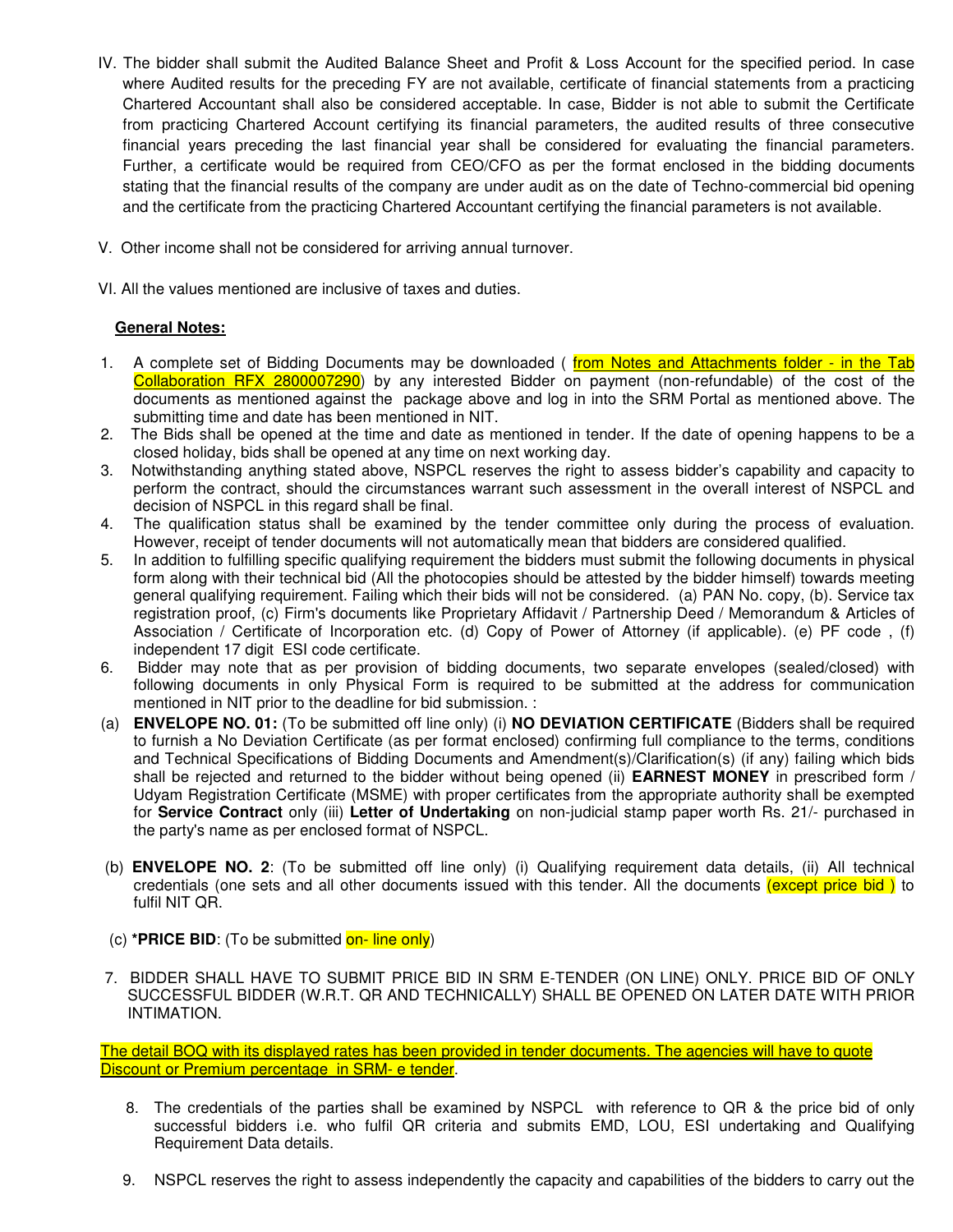IV. The bidder shall submit the Audited Balance Sheet and Profit & Loss Account for the specified period. In case where Audited results for the preceding FY are not available, certificate of financial statements from a practicing Chartered Accountant shall also be considered acceptable. In case, Bidder is not able to submit the Certificate from practicing Chartered Account certifying its financial parameters, the audited results of three consecutive financial years preceding the last financial year shall be considered for evaluating the financial parameters. Further, a certificate would be required from CEO/CFO as per the format enclosed in the bidding documents stating that the financial results of the company are under audit as on the date of Techno-commercial bid opening and the certificate from the practicing Chartered Accountant certifying the financial parameters is not available.

V. Other income shall not be considered for arriving annual turnover.

VI. All the values mentioned are inclusive of taxes and duties.

**General Notes:**

1. A complete set of Bidding Documents may be downloaded ( from Notes and Attachments folder - in the Tab Collaboration RFX 2800007290) by any interested Bidder on payment (non-refundable) of the cost of the documents as mentioned against the package above and log in into the SRM Portal as mentioned above. The submitting time and date has been mentioned in NIT.
2. The Bids shall be opened at the time and date as mentioned in tender. If the date of opening happens to be a closed holiday, bids shall be opened at any time on next working day.
3. Notwithstanding anything stated above, NSPCL reserves the right to assess bidder's capability and capacity to perform the contract, should the circumstances warrant such assessment in the overall interest of NSPCL and decision of NSPCL in this regard shall be final.
4. The qualification status shall be examined by the tender committee only during the process of evaluation. However, receipt of tender documents will not automatically mean that bidders are considered qualified.
5. In addition to fulfilling specific qualifying requirement the bidders must submit the following documents in physical form along with their technical bid (All the photocopies should be attested by the bidder himself) towards meeting general qualifying requirement. Failing which their bids will not be considered. (a) PAN No. copy, (b). Service tax registration proof, (c) Firm's documents like Proprietary Affidavit / Partnership Deed / Memorandum & Articles of Association / Certificate of Incorporation etc. (d) Copy of Power of Attorney (if applicable). (e) PF code , (f) independent 17 digit ESI code certificate.
6. Bidder may note that as per provision of bidding documents, two separate envelopes (sealed/closed) with following documents in only Physical Form is required to be submitted at the address for communication mentioned in NIT prior to the deadline for bid submission. :

(a) **ENVELOPE NO. 01:** (To be submitted off line only) (i) **NO DEVIATION CERTIFICATE** (Bidders shall be required to furnish a No Deviation Certificate (as per format enclosed) confirming full compliance to the terms, conditions and Technical Specifications of Bidding Documents and Amendment(s)/Clarification(s) (if any) failing which bids shall be rejected and returned to the bidder without being opened (ii) **EARNEST MONEY** in prescribed form / Udyam Registration Certificate (MSME) with proper certificates from the appropriate authority shall be exempted for **Service Contract** only (iii) **Letter of Undertaking** on non-judicial stamp paper worth Rs. 21/- purchased in the party's name as per enclosed format of NSPCL.

(b) **ENVELOPE NO. 2**: (To be submitted off line only) (i) Qualifying requirement data details, (ii) All technical credentials (one sets and all other documents issued with this tender. All the documents (except price bid ) to fulfil NIT QR.

(c) ***PRICE BID**: (To be submitted on- line only)

7. BIDDER SHALL HAVE TO SUBMIT PRICE BID IN SRM E-TENDER (ON LINE) ONLY. PRICE BID OF ONLY SUCCESSFUL BIDDER (W.R.T. QR AND TECHNICALLY) SHALL BE OPENED ON LATER DATE WITH PRIOR INTIMATION.

The detail BOQ with its displayed rates has been provided in tender documents. The agencies will have to quote Discount or Premium percentage in SRM- e tender.

8. The credentials of the parties shall be examined by NSPCL with reference to QR & the price bid of only successful bidders i.e. who fulfil QR criteria and submits EMD, LOU, ESI undertaking and Qualifying Requirement Data details.
9. NSPCL reserves the right to assess independently the capacity and capabilities of the bidders to carry out the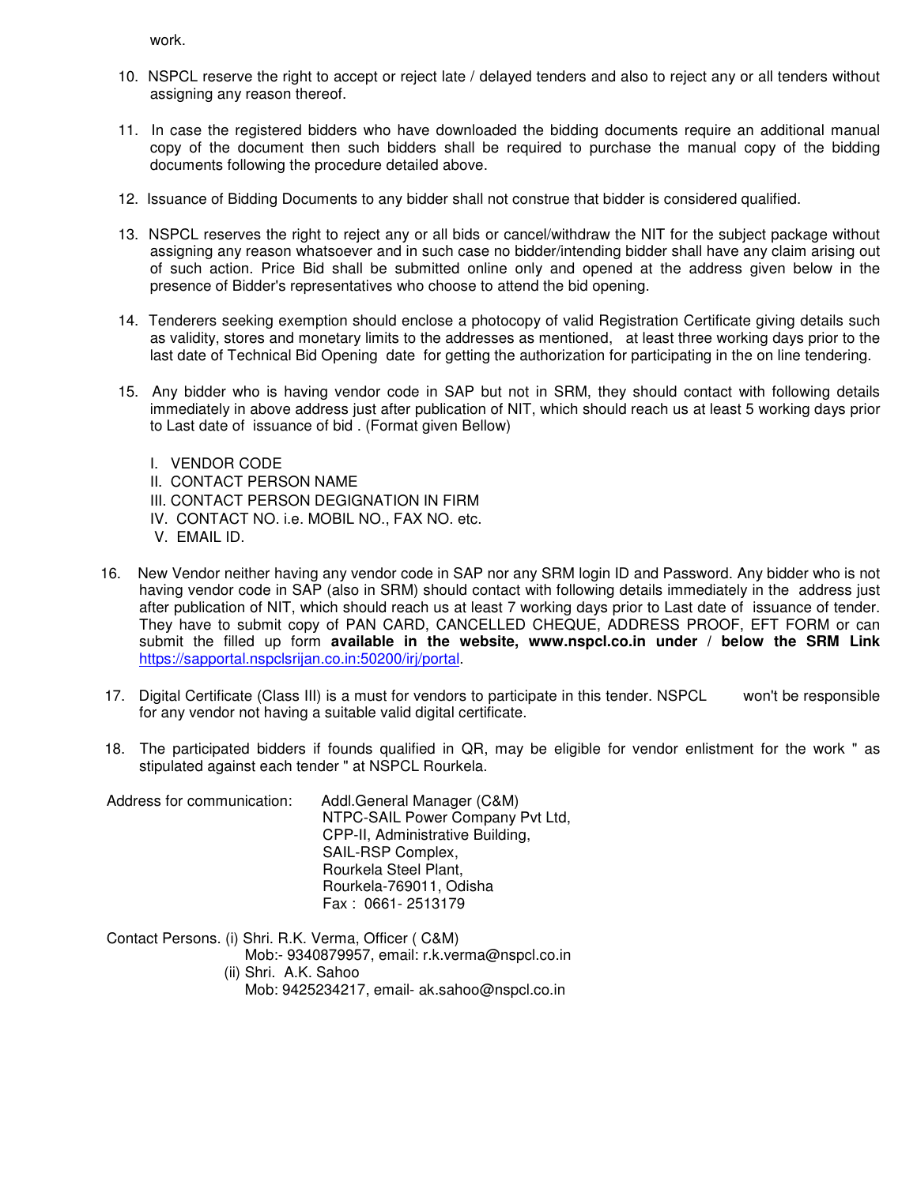work.

10. NSPCL reserve the right to accept or reject late / delayed tenders and also to reject any or all tenders without assigning any reason thereof.

11. In case the registered bidders who have downloaded the bidding documents require an additional manual copy of the document then such bidders shall be required to purchase the manual copy of the bidding documents following the procedure detailed above.

12. Issuance of Bidding Documents to any bidder shall not construe that bidder is considered qualified.

13. NSPCL reserves the right to reject any or all bids or cancel/withdraw the NIT for the subject package without assigning any reason whatsoever and in such case no bidder/intending bidder shall have any claim arising out of such action. Price Bid shall be submitted online only and opened at the address given below in the presence of Bidder's representatives who choose to attend the bid opening.

14. Tenderers seeking exemption should enclose a photocopy of valid Registration Certificate giving details such as validity, stores and monetary limits to the addresses as mentioned, at least three working days prior to the last date of Technical Bid Opening date for getting the authorization for participating in the on line tendering.

15. Any bidder who is having vendor code in SAP but not in SRM, they should contact with following details immediately in above address just after publication of NIT, which should reach us at least 5 working days prior to Last date of issuance of bid . (Format given Bellow)

    I. VENDOR CODE
    II. CONTACT PERSON NAME
    III. CONTACT PERSON DEGIGNATION IN FIRM
    IV. CONTACT NO. i.e. MOBIL NO., FAX NO. etc.
    V. EMAIL ID.

16. New Vendor neither having any vendor code in SAP nor any SRM login ID and Password. Any bidder who is not having vendor code in SAP (also in SRM) should contact with following details immediately in the address just after publication of NIT, which should reach us at least 7 working days prior to Last date of issuance of tender. They have to submit copy of PAN CARD, CANCELLED CHEQUE, ADDRESS PROOF, EFT FORM or can submit the filled up form **available in the website, www.nspcl.co.in under / below the SRM Link** https://sapportal.nspclsrijan.co.in:50200/irj/portal.

17. Digital Certificate (Class III) is a must for vendors to participate in this tender. NSPCL won't be responsible for any vendor not having a suitable valid digital certificate.

18. The participated bidders if founds qualified in QR, may be eligible for vendor enlistment for the work " as stipulated against each tender " at NSPCL Rourkela.

Address for communication:
Addl.General Manager (C&M)
NTPC-SAIL Power Company Pvt Ltd,
CPP-II, Administrative Building,
SAIL-RSP Complex,
Rourkela Steel Plant,
Rourkela-769011, Odisha
Fax : 0661- 2513179

Contact Persons.
(i) Shri. R.K. Verma, Officer ( C&M)
Mob:- 9340879957, email: r.k.verma@nspcl.co.in
(ii) Shri. A.K. Sahoo
Mob: 9425234217, email- ak.sahoo@nspcl.co.in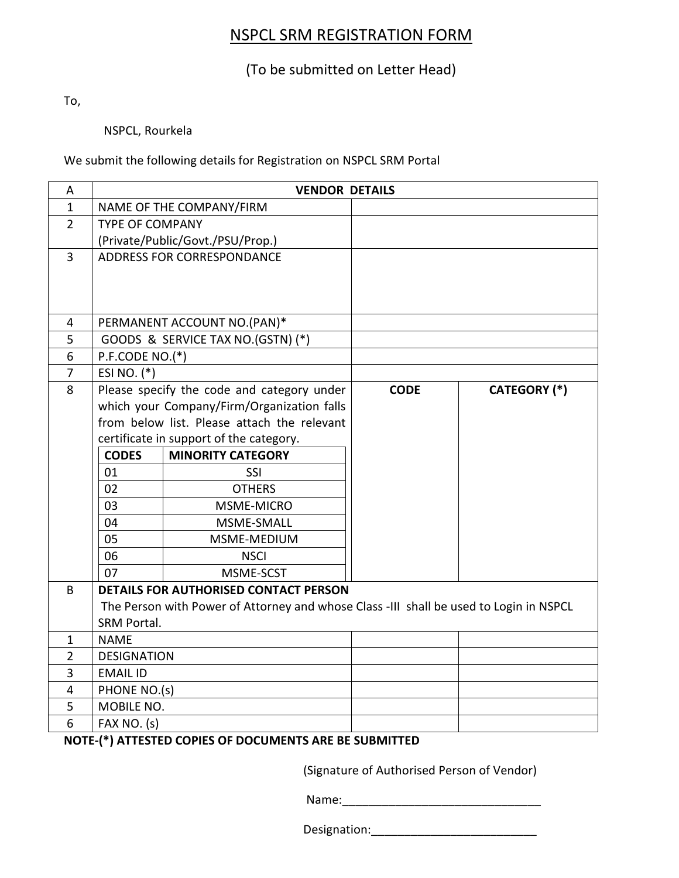# NSPCL SRM REGISTRATION FORM

(To be submitted on Letter Head)

To,

NSPCL, Rourkela

We submit the following details for Registration on NSPCL SRM Portal

| A | **VENDOR DETAILS** | | |
|---|---|---|---|
| 1 | NAME OF THE COMPANY/FIRM | | |
| 2 | TYPE OF COMPANY (Private/Public/Govt./PSU/Prop.) | | |
| 3 | ADDRESS FOR CORRESPONDANCE | | |
| 4 | PERMANENT ACCOUNT NO.(PAN)* | | |
| 5 | GOODS & SERVICE TAX NO.(GSTN) (*) | | |
| 6 | P.F.CODE NO.(*) | | |
| 7 | ESI NO. (*) | | |
| 8 | Please specify the code and category under which your Company/Firm/Organization falls from below list. Please attach the relevant certificate in support of the category.<br>**CODES** – **MINORITY CATEGORY**<br>01 – SSI<br>02 – OTHERS<br>03 – MSME-MICRO<br>04 – MSME-SMALL<br>05 – MSME-MEDIUM<br>06 – NSCI<br>07 – MSME-SCST | **CODE** | **CATEGORY (*)** |
| B | **DETAILS FOR AUTHORISED CONTACT PERSON**<br>The Person with Power of Attorney and whose Class -III shall be used to Login in NSPCL SRM Portal. | | |
| 1 | NAME | | |
| 2 | DESIGNATION | | |
| 3 | EMAIL ID | | |
| 4 | PHONE NO.(s) | | |
| 5 | MOBILE NO. | | |
| 6 | FAX NO. (s) | | |

**NOTE-(*) ATTESTED COPIES OF DOCUMENTS ARE BE SUBMITTED**

(Signature of Authorised Person of Vendor)

Name:_______________________________

Designation:__________________________